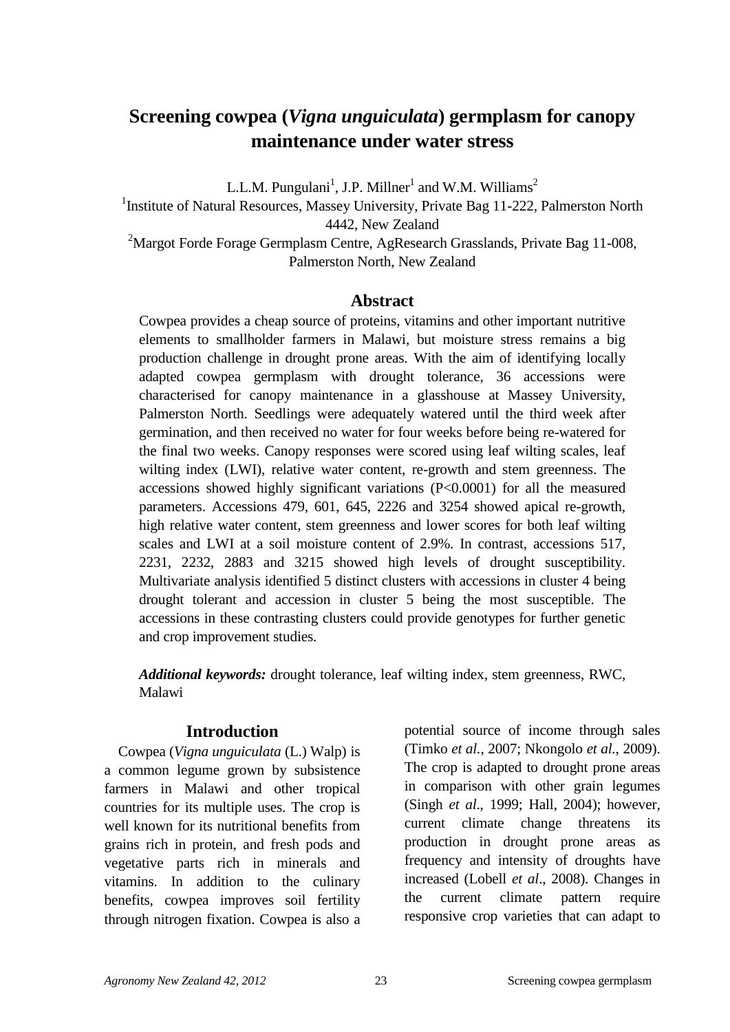# Screening cowpea (*Vigna unguiculata*) germplasm for canopy maintenance under water stress

L.L.M. Pungulani[1], J.P. Millner[1] and W.M. Williams[2]

[1]Institute of Natural Resources, Massey University, Private Bag 11-222, Palmerston North 4442, New Zealand

[2]Margot Forde Forage Germplasm Centre, AgResearch Grasslands, Private Bag 11-008, Palmerston North, New Zealand

## Abstract

Cowpea provides a cheap source of proteins, vitamins and other important nutritive elements to smallholder farmers in Malawi, but moisture stress remains a big production challenge in drought prone areas. With the aim of identifying locally adapted cowpea germplasm with drought tolerance, 36 accessions were characterised for canopy maintenance in a glasshouse at Massey University, Palmerston North. Seedlings were adequately watered until the third week after germination, and then received no water for four weeks before being re-watered for the final two weeks. Canopy responses were scored using leaf wilting scales, leaf wilting index (LWI), relative water content, re-growth and stem greenness. The accessions showed highly significant variations ($P<0.0001$) for all the measured parameters. Accessions 479, 601, 645, 2226 and 3254 showed apical re-growth, high relative water content, stem greenness and lower scores for both leaf wilting scales and LWI at a soil moisture content of 2.9%. In contrast, accessions 517, 2231, 2232, 2883 and 3215 showed high levels of drought susceptibility. Multivariate analysis identified 5 distinct clusters with accessions in cluster 4 being drought tolerant and accession in cluster 5 being the most susceptible. The accessions in these contrasting clusters could provide genotypes for further genetic and crop improvement studies.

***Additional keywords:*** drought tolerance, leaf wilting index, stem greenness, RWC, Malawi

## Introduction

Cowpea (*Vigna unguiculata* (L.) Walp) is a common legume grown by subsistence farmers in Malawi and other tropical countries for its multiple uses. The crop is well known for its nutritional benefits from grains rich in protein, and fresh pods and vegetative parts rich in minerals and vitamins. In addition to the culinary benefits, cowpea improves soil fertility through nitrogen fixation. Cowpea is also a potential source of income through sales (Timko *et al.*, 2007; Nkongolo *et al.*, 2009). The crop is adapted to drought prone areas in comparison with other grain legumes (Singh *et al*., 1999; Hall, 2004); however, current climate change threatens its production in drought prone areas as frequency and intensity of droughts have increased (Lobell *et al*., 2008). Changes in the current climate pattern require responsive crop varieties that can adapt to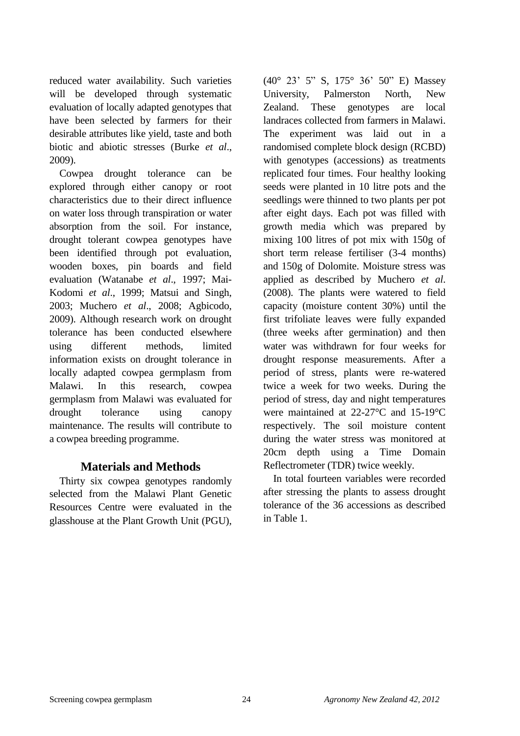reduced water availability. Such varieties will be developed through systematic evaluation of locally adapted genotypes that have been selected by farmers for their desirable attributes like yield, taste and both biotic and abiotic stresses (Burke *et al*., 2009).

Cowpea drought tolerance can be explored through either canopy or root characteristics due to their direct influence on water loss through transpiration or water absorption from the soil. For instance, drought tolerant cowpea genotypes have been identified through pot evaluation, wooden boxes, pin boards and field evaluation (Watanabe *et al*., 1997; Mai-Kodomi *et al*., 1999; Matsui and Singh, 2003; Muchero *et al*., 2008; Agbicodo, 2009). Although research work on drought tolerance has been conducted elsewhere using different methods, limited information exists on drought tolerance in locally adapted cowpea germplasm from Malawi. In this research, cowpea germplasm from Malawi was evaluated for drought tolerance using canopy maintenance. The results will contribute to a cowpea breeding programme.

## Materials and Methods

Thirty six cowpea genotypes randomly selected from the Malawi Plant Genetic Resources Centre were evaluated in the glasshouse at the Plant Growth Unit (PGU), (40° 23' 5" S, 175° 36' 50" E) Massey University, Palmerston North, New Zealand. These genotypes are local landraces collected from farmers in Malawi. The experiment was laid out in a randomised complete block design (RCBD) with genotypes (accessions) as treatments replicated four times. Four healthy looking seeds were planted in 10 litre pots and the seedlings were thinned to two plants per pot after eight days. Each pot was filled with growth media which was prepared by mixing 100 litres of pot mix with 150g of short term release fertiliser (3-4 months) and 150g of Dolomite. Moisture stress was applied as described by Muchero *et al*. (2008). The plants were watered to field capacity (moisture content 30%) until the first trifoliate leaves were fully expanded (three weeks after germination) and then water was withdrawn for four weeks for drought response measurements. After a period of stress, plants were re-watered twice a week for two weeks. During the period of stress, day and night temperatures were maintained at 22-27°C and 15-19°C respectively. The soil moisture content during the water stress was monitored at 20cm depth using a Time Domain Reflectrometer (TDR) twice weekly.

In total fourteen variables were recorded after stressing the plants to assess drought tolerance of the 36 accessions as described in Table 1.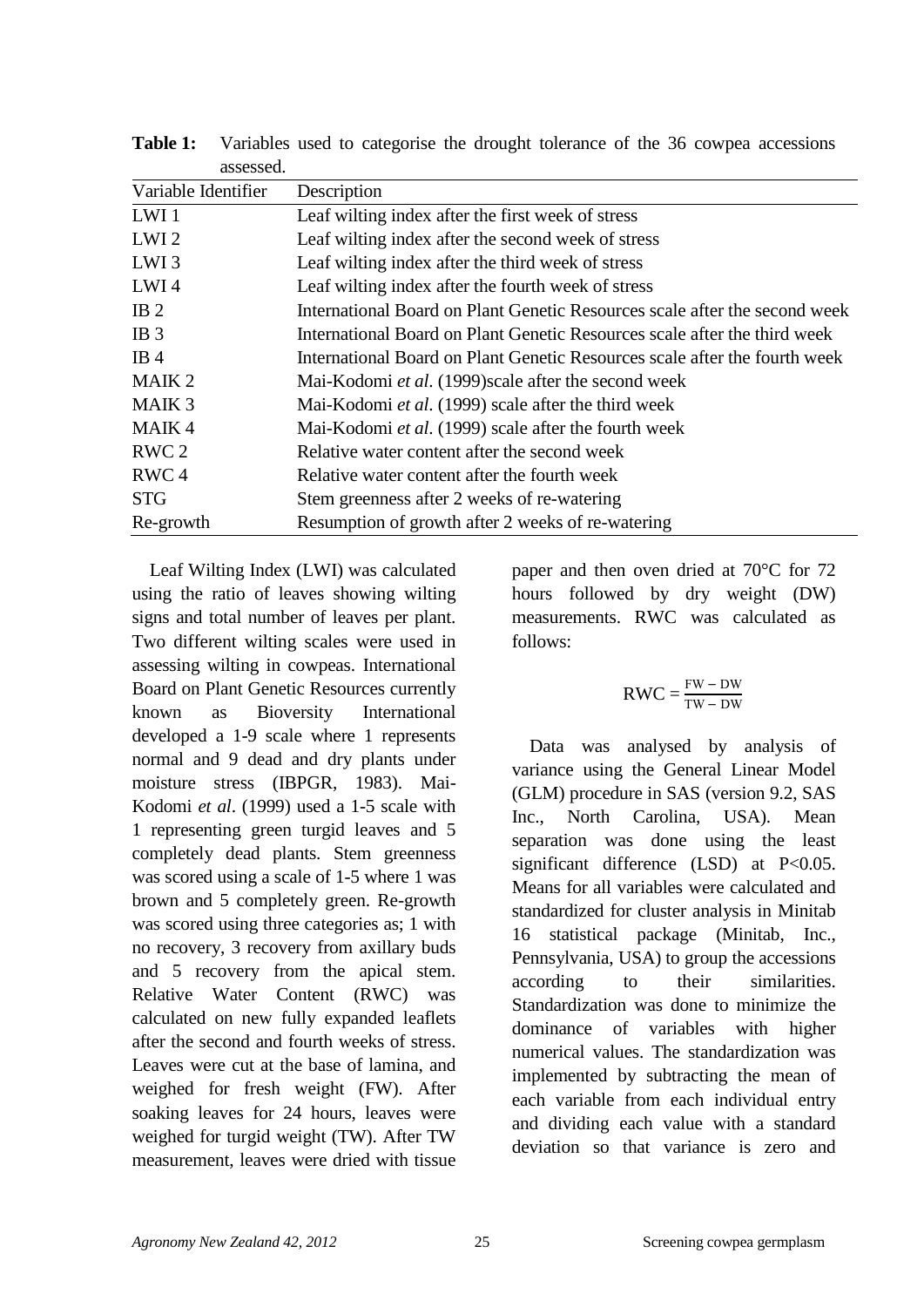**Table 1:** Variables used to categorise the drought tolerance of the 36 cowpea accessions assessed.

| Variable Identifier | Description |
|---|---|
| LWI 1 | Leaf wilting index after the first week of stress |
| LWI 2 | Leaf wilting index after the second week of stress |
| LWI 3 | Leaf wilting index after the third week of stress |
| LWI 4 | Leaf wilting index after the fourth week of stress |
| IB 2 | International Board on Plant Genetic Resources scale after the second week |
| IB 3 | International Board on Plant Genetic Resources scale after the third week |
| IB 4 | International Board on Plant Genetic Resources scale after the fourth week |
| MAIK 2 | Mai-Kodomi *et al*. (1999)scale after the second week |
| MAIK 3 | Mai-Kodomi *et al*. (1999) scale after the third week |
| MAIK 4 | Mai-Kodomi *et al*. (1999) scale after the fourth week |
| RWC 2 | Relative water content after the second week |
| RWC 4 | Relative water content after the fourth week |
| STG | Stem greenness after 2 weeks of re-watering |
| Re-growth | Resumption of growth after 2 weeks of re-watering |

Leaf Wilting Index (LWI) was calculated using the ratio of leaves showing wilting signs and total number of leaves per plant. Two different wilting scales were used in assessing wilting in cowpeas. International Board on Plant Genetic Resources currently known as Bioversity International developed a 1-9 scale where 1 represents normal and 9 dead and dry plants under moisture stress (IBPGR, 1983). Mai-Kodomi *et al*. (1999) used a 1-5 scale with 1 representing green turgid leaves and 5 completely dead plants. Stem greenness was scored using a scale of 1-5 where 1 was brown and 5 completely green. Re-growth was scored using three categories as; 1 with no recovery, 3 recovery from axillary buds and 5 recovery from the apical stem. Relative Water Content (RWC) was calculated on new fully expanded leaflets after the second and fourth weeks of stress. Leaves were cut at the base of lamina, and weighed for fresh weight (FW). After soaking leaves for 24 hours, leaves were weighed for turgid weight (TW). After TW measurement, leaves were dried with tissue paper and then oven dried at 70°C for 72 hours followed by dry weight (DW) measurements. RWC was calculated as follows:

$$RWC = \frac{FW - DW}{TW - DW}$$

Data was analysed by analysis of variance using the General Linear Model (GLM) procedure in SAS (version 9.2, SAS Inc., North Carolina, USA). Mean separation was done using the least significant difference (LSD) at $P<0.05$. Means for all variables were calculated and standardized for cluster analysis in Minitab 16 statistical package (Minitab, Inc., Pennsylvania, USA) to group the accessions according to their similarities. Standardization was done to minimize the dominance of variables with higher numerical values. The standardization was implemented by subtracting the mean of each variable from each individual entry and dividing each value with a standard deviation so that variance is zero and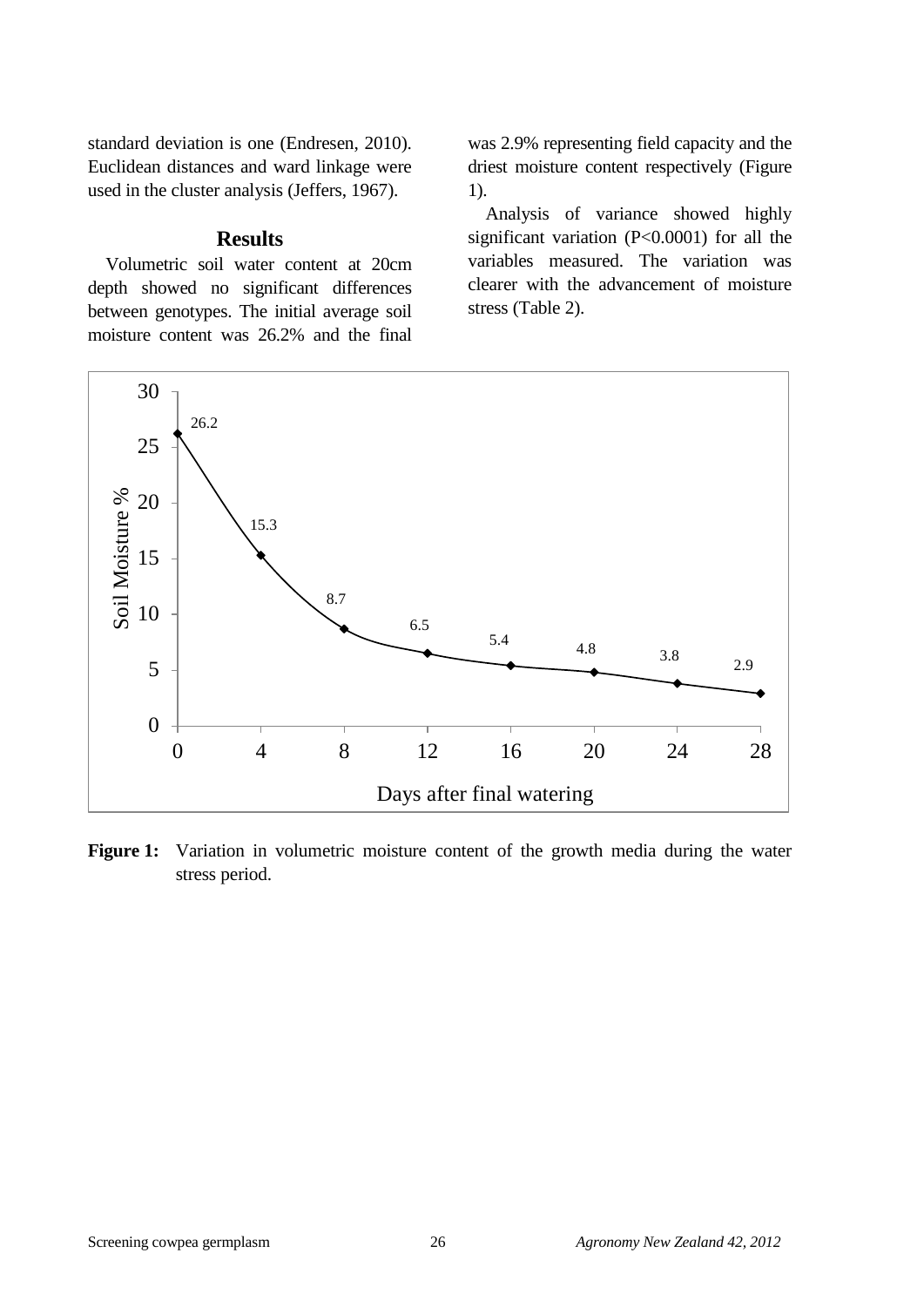standard deviation is one (Endresen, 2010). Euclidean distances and ward linkage were used in the cluster analysis (Jeffers, 1967).

## Results

Volumetric soil water content at 20cm depth showed no significant differences between genotypes. The initial average soil moisture content was 26.2% and the final was 2.9% representing field capacity and the driest moisture content respectively (Figure 1).

Analysis of variance showed highly significant variation ($P<0.0001$) for all the variables measured. The variation was clearer with the advancement of moisture stress (Table 2).

**Figure 1:** Variation in volumetric moisture content of the growth media during the water stress period.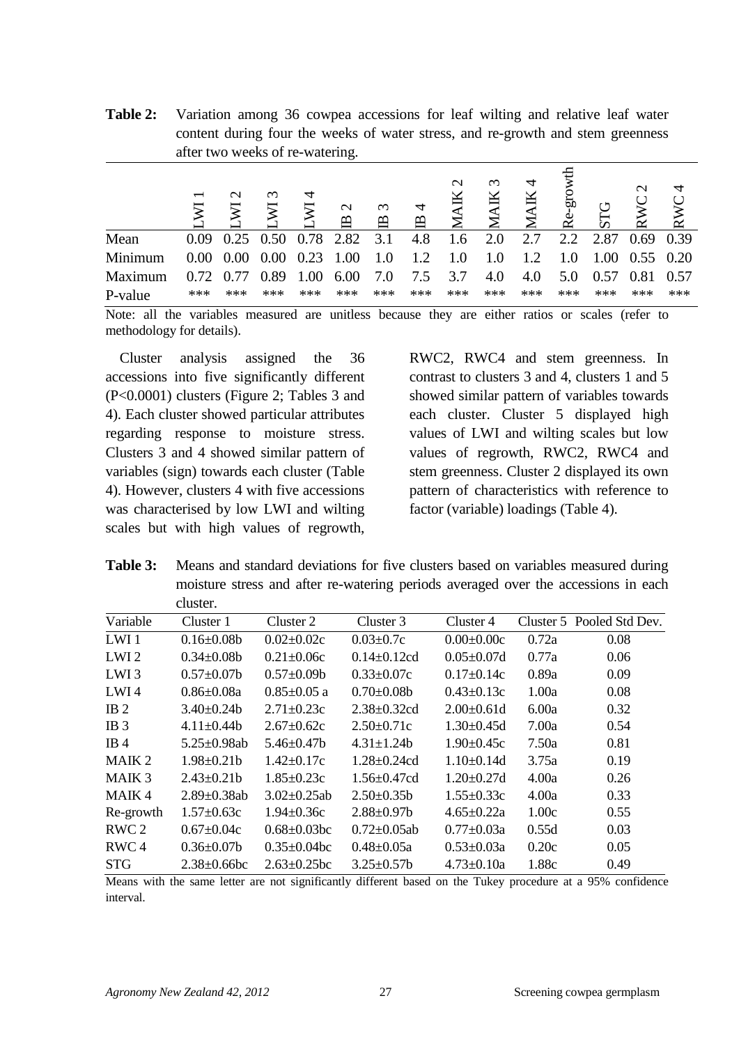**Table 2:** Variation among 36 cowpea accessions for leaf wilting and relative leaf water content during four the weeks of water stress, and re-growth and stem greenness after two weeks of re-watering.

| | LWI 1 | LWI 2 | LWI 3 | LWI 4 | IB 2 | IB 3 | IB 4 | MAIK 2 | MAIK 3 | MAIK 4 | Re-growth | STG | RWC 2 | RWC 4 |
|---|---|---|---|---|---|---|---|---|---|---|---|---|---|---|
| Mean | 0.09 | 0.25 | 0.50 | 0.78 | 2.82 | 3.1 | 4.8 | 1.6 | 2.0 | 2.7 | 2.2 | 2.87 | 0.69 | 0.39 |
| Minimum | 0.00 | 0.00 | 0.00 | 0.23 | 1.00 | 1.0 | 1.2 | 1.0 | 1.0 | 1.2 | 1.0 | 1.00 | 0.55 | 0.20 |
| Maximum | 0.72 | 0.77 | 0.89 | 1.00 | 6.00 | 7.0 | 7.5 | 3.7 | 4.0 | 4.0 | 5.0 | 0.57 | 0.81 | 0.57 |
| P-value | *** | *** | *** | *** | *** | *** | *** | *** | *** | *** | *** | *** | *** | *** |

Note: all the variables measured are unitless because they are either ratios or scales (refer to methodology for details).

Cluster analysis assigned the 36 accessions into five significantly different (P<0.0001) clusters (Figure 2; Tables 3 and 4). Each cluster showed particular attributes regarding response to moisture stress. Clusters 3 and 4 showed similar pattern of variables (sign) towards each cluster (Table 4). However, clusters 4 with five accessions was characterised by low LWI and wilting scales but with high values of regrowth, RWC2, RWC4 and stem greenness. In contrast to clusters 3 and 4, clusters 1 and 5 showed similar pattern of variables towards each cluster. Cluster 5 displayed high values of LWI and wilting scales but low values of regrowth, RWC2, RWC4 and stem greenness. Cluster 2 displayed its own pattern of characteristics with reference to factor (variable) loadings (Table 4).

**Table 3:** Means and standard deviations for five clusters based on variables measured during moisture stress and after re-watering periods averaged over the accessions in each cluster.

| Variable | Cluster 1 | Cluster 2 | Cluster 3 | Cluster 4 | Cluster 5 | Pooled Std Dev. |
|---|---|---|---|---|---|---|
| LWI 1 | 0.16±0.08b | 0.02±0.02c | 0.03±0.7c | 0.00±0.00c | 0.72a | 0.08 |
| LWI 2 | 0.34±0.08b | 0.21±0.06c | 0.14±0.12cd | 0.05±0.07d | 0.77a | 0.06 |
| LWI 3 | 0.57±0.07b | 0.57±0.09b | 0.33±0.07c | 0.17±0.14c | 0.89a | 0.09 |
| LWI 4 | 0.86±0.08a | 0.85±0.05 a | 0.70±0.08b | 0.43±0.13c | 1.00a | 0.08 |
| IB 2 | 3.40±0.24b | 2.71±0.23c | 2.38±0.32cd | 2.00±0.61d | 6.00a | 0.32 |
| IB 3 | 4.11±0.44b | 2.67±0.62c | 2.50±0.71c | 1.30±0.45d | 7.00a | 0.54 |
| IB 4 | 5.25±0.98ab | 5.46±0.47b | 4.31±1.24b | 1.90±0.45c | 7.50a | 0.81 |
| MAIK 2 | 1.98±0.21b | 1.42±0.17c | 1.28±0.24cd | 1.10±0.14d | 3.75a | 0.19 |
| MAIK 3 | 2.43±0.21b | 1.85±0.23c | 1.56±0.47cd | 1.20±0.27d | 4.00a | 0.26 |
| MAIK 4 | 2.89±0.38ab | 3.02±0.25ab | 2.50±0.35b | 1.55±0.33c | 4.00a | 0.33 |
| Re-growth | 1.57±0.63c | 1.94±0.36c | 2.88±0.97b | 4.65±0.22a | 1.00c | 0.55 |
| RWC 2 | 0.67±0.04c | 0.68±0.03bc | 0.72±0.05ab | 0.77±0.03a | 0.55d | 0.03 |
| RWC 4 | 0.36±0.07b | 0.35±0.04bc | 0.48±0.05a | 0.53±0.03a | 0.20c | 0.05 |
| STG | 2.38±0.66bc | 2.63±0.25bc | 3.25±0.57b | 4.73±0.10a | 1.88c | 0.49 |

Means with the same letter are not significantly different based on the Tukey procedure at a 95% confidence interval.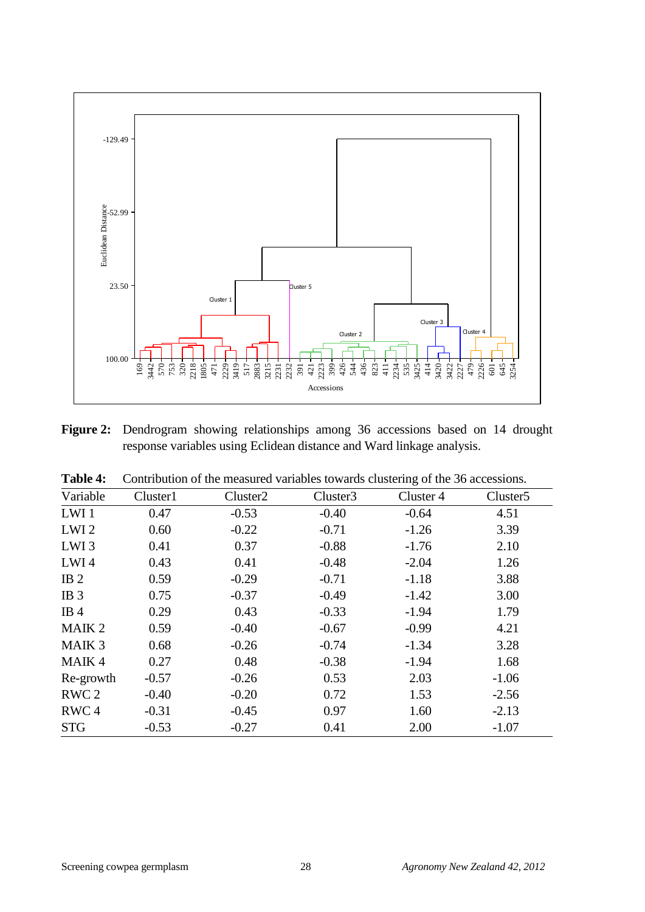**Figure 2:** Dendrogram showing relationships among 36 accessions based on 14 drought response variables using Eclidean distance and Ward linkage analysis.

**Table 4:** Contribution of the measured variables towards clustering of the 36 accessions.

| Variable | Cluster1 | Cluster2 | Cluster3 | Cluster 4 | Cluster5 |
|---|---|---|---|---|---|
| LWI 1 | 0.47 | -0.53 | -0.40 | -0.64 | 4.51 |
| LWI 2 | 0.60 | -0.22 | -0.71 | -1.26 | 3.39 |
| LWI 3 | 0.41 | 0.37 | -0.88 | -1.76 | 2.10 |
| LWI 4 | 0.43 | 0.41 | -0.48 | -2.04 | 1.26 |
| IB 2 | 0.59 | -0.29 | -0.71 | -1.18 | 3.88 |
| IB 3 | 0.75 | -0.37 | -0.49 | -1.42 | 3.00 |
| IB 4 | 0.29 | 0.43 | -0.33 | -1.94 | 1.79 |
| MAIK 2 | 0.59 | -0.40 | -0.67 | -0.99 | 4.21 |
| MAIK 3 | 0.68 | -0.26 | -0.74 | -1.34 | 3.28 |
| MAIK 4 | 0.27 | 0.48 | -0.38 | -1.94 | 1.68 |
| Re-growth | -0.57 | -0.26 | 0.53 | 2.03 | -1.06 |
| RWC 2 | -0.40 | -0.20 | 0.72 | 1.53 | -2.56 |
| RWC 4 | -0.31 | -0.45 | 0.97 | 1.60 | -2.13 |
| STG | -0.53 | -0.27 | 0.41 | 2.00 | -1.07 |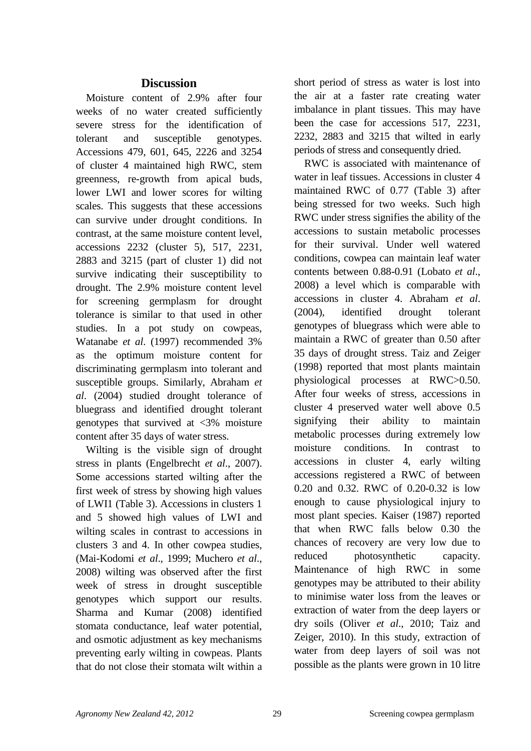## Discussion

Moisture content of 2.9% after four weeks of no water created sufficiently severe stress for the identification of tolerant and susceptible genotypes. Accessions 479, 601, 645, 2226 and 3254 of cluster 4 maintained high RWC, stem greenness, re-growth from apical buds, lower LWI and lower scores for wilting scales. This suggests that these accessions can survive under drought conditions. In contrast, at the same moisture content level, accessions 2232 (cluster 5), 517, 2231, 2883 and 3215 (part of cluster 1) did not survive indicating their susceptibility to drought. The 2.9% moisture content level for screening germplasm for drought tolerance is similar to that used in other studies. In a pot study on cowpeas, Watanabe *et al*. (1997) recommended 3% as the optimum moisture content for discriminating germplasm into tolerant and susceptible groups. Similarly, Abraham *et al*. (2004) studied drought tolerance of bluegrass and identified drought tolerant genotypes that survived at <3% moisture content after 35 days of water stress.

Wilting is the visible sign of drought stress in plants (Engelbrecht *et al*., 2007). Some accessions started wilting after the first week of stress by showing high values of LWI1 (Table 3). Accessions in clusters 1 and 5 showed high values of LWI and wilting scales in contrast to accessions in clusters 3 and 4. In other cowpea studies, (Mai-Kodomi *et al*., 1999; Muchero *et al*., 2008) wilting was observed after the first week of stress in drought susceptible genotypes which support our results. Sharma and Kumar (2008) identified stomata conductance, leaf water potential, and osmotic adjustment as key mechanisms preventing early wilting in cowpeas. Plants that do not close their stomata wilt within a short period of stress as water is lost into the air at a faster rate creating water imbalance in plant tissues. This may have been the case for accessions 517, 2231, 2232, 2883 and 3215 that wilted in early periods of stress and consequently dried.

RWC is associated with maintenance of water in leaf tissues. Accessions in cluster 4 maintained RWC of 0.77 (Table 3) after being stressed for two weeks. Such high RWC under stress signifies the ability of the accessions to sustain metabolic processes for their survival. Under well watered conditions, cowpea can maintain leaf water contents between 0.88-0.91 (Lobato *et al*., 2008) a level which is comparable with accessions in cluster 4. Abraham *et al*. (2004), identified drought tolerant genotypes of bluegrass which were able to maintain a RWC of greater than 0.50 after 35 days of drought stress. Taiz and Zeiger (1998) reported that most plants maintain physiological processes at RWC>0.50. After four weeks of stress, accessions in cluster 4 preserved water well above 0.5 signifying their ability to maintain metabolic processes during extremely low moisture conditions. In contrast to accessions in cluster 4, early wilting accessions registered a RWC of between 0.20 and 0.32. RWC of 0.20-0.32 is low enough to cause physiological injury to most plant species. Kaiser (1987) reported that when RWC falls below 0.30 the chances of recovery are very low due to reduced photosynthetic capacity. Maintenance of high RWC in some genotypes may be attributed to their ability to minimise water loss from the leaves or extraction of water from the deep layers or dry soils (Oliver *et al*., 2010; Taiz and Zeiger, 2010). In this study, extraction of water from deep layers of soil was not possible as the plants were grown in 10 litre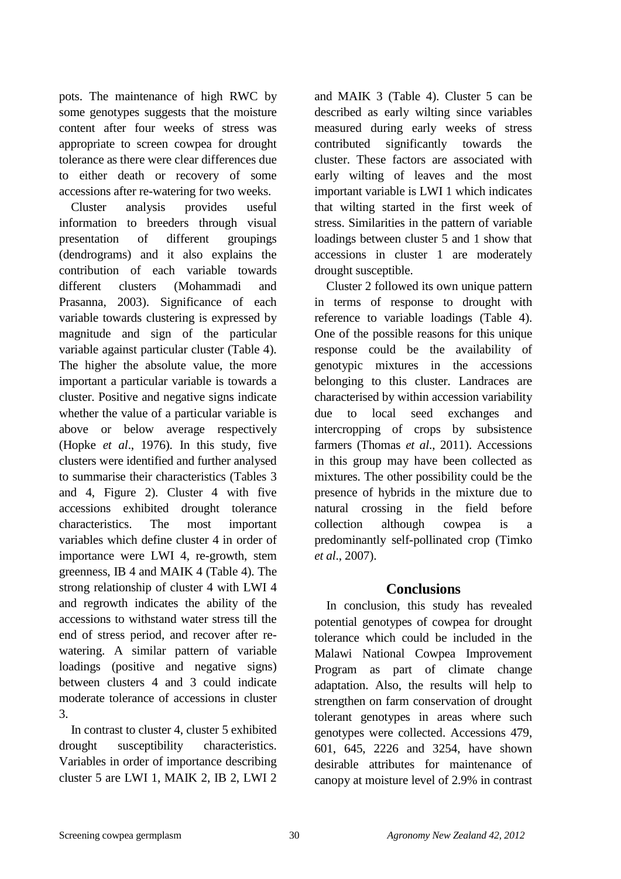pots. The maintenance of high RWC by some genotypes suggests that the moisture content after four weeks of stress was appropriate to screen cowpea for drought tolerance as there were clear differences due to either death or recovery of some accessions after re-watering for two weeks.

Cluster analysis provides useful information to breeders through visual presentation of different groupings (dendrograms) and it also explains the contribution of each variable towards different clusters (Mohammadi and Prasanna, 2003). Significance of each variable towards clustering is expressed by magnitude and sign of the particular variable against particular cluster (Table 4). The higher the absolute value, the more important a particular variable is towards a cluster. Positive and negative signs indicate whether the value of a particular variable is above or below average respectively (Hopke *et al*., 1976). In this study, five clusters were identified and further analysed to summarise their characteristics (Tables 3 and 4, Figure 2). Cluster 4 with five accessions exhibited drought tolerance characteristics. The most important variables which define cluster 4 in order of importance were LWI 4, re-growth, stem greenness, IB 4 and MAIK 4 (Table 4). The strong relationship of cluster 4 with LWI 4 and regrowth indicates the ability of the accessions to withstand water stress till the end of stress period, and recover after re-watering. A similar pattern of variable loadings (positive and negative signs) between clusters 4 and 3 could indicate moderate tolerance of accessions in cluster 3.

In contrast to cluster 4, cluster 5 exhibited drought susceptibility characteristics. Variables in order of importance describing cluster 5 are LWI 1, MAIK 2, IB 2, LWI 2 and MAIK 3 (Table 4). Cluster 5 can be described as early wilting since variables measured during early weeks of stress contributed significantly towards the cluster. These factors are associated with early wilting of leaves and the most important variable is LWI 1 which indicates that wilting started in the first week of stress. Similarities in the pattern of variable loadings between cluster 5 and 1 show that accessions in cluster 1 are moderately drought susceptible.

Cluster 2 followed its own unique pattern in terms of response to drought with reference to variable loadings (Table 4). One of the possible reasons for this unique response could be the availability of genotypic mixtures in the accessions belonging to this cluster. Landraces are characterised by within accession variability due to local seed exchanges and intercropping of crops by subsistence farmers (Thomas *et al*., 2011). Accessions in this group may have been collected as mixtures. The other possibility could be the presence of hybrids in the mixture due to natural crossing in the field before collection although cowpea is a predominantly self-pollinated crop (Timko *et al*., 2007).

## Conclusions

In conclusion, this study has revealed potential genotypes of cowpea for drought tolerance which could be included in the Malawi National Cowpea Improvement Program as part of climate change adaptation. Also, the results will help to strengthen on farm conservation of drought tolerant genotypes in areas where such genotypes were collected. Accessions 479, 601, 645, 2226 and 3254, have shown desirable attributes for maintenance of canopy at moisture level of 2.9% in contrast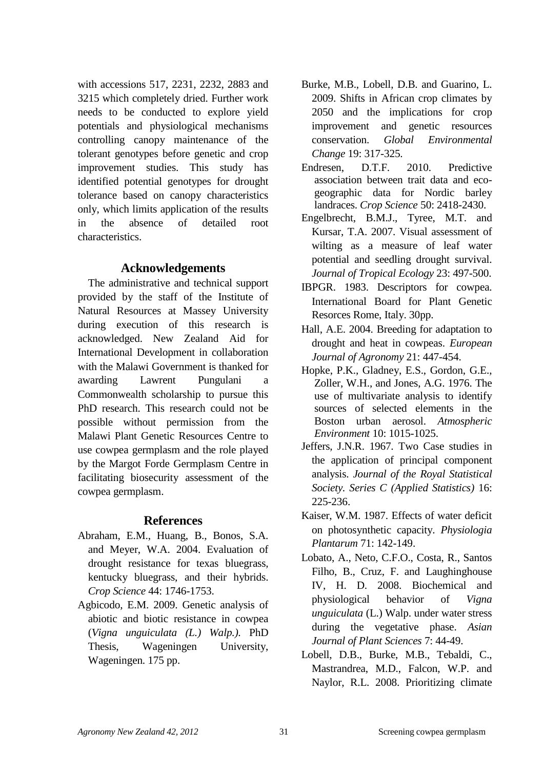with accessions 517, 2231, 2232, 2883 and 3215 which completely dried. Further work needs to be conducted to explore yield potentials and physiological mechanisms controlling canopy maintenance of the tolerant genotypes before genetic and crop improvement studies. This study has identified potential genotypes for drought tolerance based on canopy characteristics only, which limits application of the results in the absence of detailed root characteristics.

## Acknowledgements

The administrative and technical support provided by the staff of the Institute of Natural Resources at Massey University during execution of this research is acknowledged. New Zealand Aid for International Development in collaboration with the Malawi Government is thanked for awarding Lawrent Pungulani a Commonwealth scholarship to pursue this PhD research. This research could not be possible without permission from the Malawi Plant Genetic Resources Centre to use cowpea germplasm and the role played by the Margot Forde Germplasm Centre in facilitating biosecurity assessment of the cowpea germplasm.

## References

Abraham, E.M., Huang, B., Bonos, S.A. and Meyer, W.A. 2004. Evaluation of drought resistance for texas bluegrass, kentucky bluegrass, and their hybrids. *Crop Science* 44: 1746-1753.

Agbicodo, E.M. 2009. Genetic analysis of abiotic and biotic resistance in cowpea (*Vigna unguiculata (L.) Walp.).* PhD Thesis, Wageningen University, Wageningen. 175 pp.

Burke, M.B., Lobell, D.B. and Guarino, L. 2009. Shifts in African crop climates by 2050 and the implications for crop improvement and genetic resources conservation. *Global Environmental Change* 19: 317-325.

Endresen, D.T.F. 2010. Predictive association between trait data and eco-geographic data for Nordic barley landraces. *Crop Science* 50: 2418-2430.

Engelbrecht, B.M.J., Tyree, M.T. and Kursar, T.A. 2007. Visual assessment of wilting as a measure of leaf water potential and seedling drought survival. *Journal of Tropical Ecology* 23: 497-500.

IBPGR. 1983. Descriptors for cowpea. International Board for Plant Genetic Resorces Rome, Italy. 30pp.

Hall, A.E. 2004. Breeding for adaptation to drought and heat in cowpeas. *European Journal of Agronomy* 21: 447-454.

Hopke, P.K., Gladney, E.S., Gordon, G.E., Zoller, W.H., and Jones, A.G. 1976. The use of multivariate analysis to identify sources of selected elements in the Boston urban aerosol. *Atmospheric Environment* 10: 1015-1025.

Jeffers, J.N.R. 1967. Two Case studies in the application of principal component analysis. *Journal of the Royal Statistical Society. Series C (Applied Statistics)* 16: 225-236.

Kaiser, W.M. 1987. Effects of water deficit on photosynthetic capacity. *Physiologia Plantarum* 71: 142-149.

Lobato, A., Neto, C.F.O., Costa, R., Santos Filho, B., Cruz, F. and Laughinghouse IV, H. D. 2008. Biochemical and physiological behavior of *Vigna unguiculata* (L.) Walp. under water stress during the vegetative phase. *Asian Journal of Plant Sciences* 7: 44-49.

Lobell, D.B., Burke, M.B., Tebaldi, C., Mastrandrea, M.D., Falcon, W.P. and Naylor, R.L. 2008. Prioritizing climate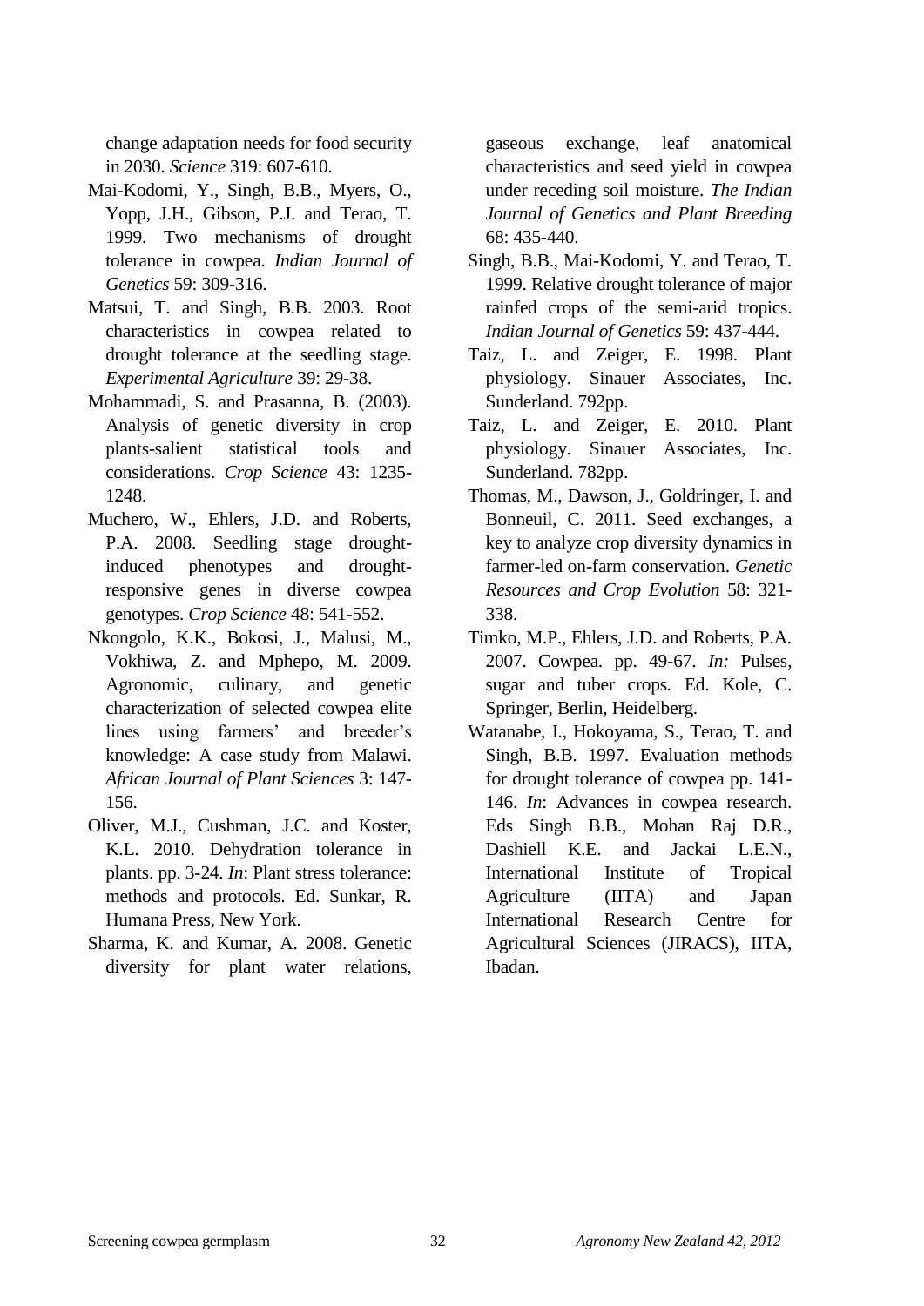change adaptation needs for food security in 2030. *Science* 319: 607-610.

Mai-Kodomi, Y., Singh, B.B., Myers, O., Yopp, J.H., Gibson, P.J. and Terao, T. 1999. Two mechanisms of drought tolerance in cowpea. *Indian Journal of Genetics* 59: 309-316.

Matsui, T. and Singh, B.B. 2003. Root characteristics in cowpea related to drought tolerance at the seedling stage. *Experimental Agriculture* 39: 29-38.

Mohammadi, S. and Prasanna, B. (2003). Analysis of genetic diversity in crop plants-salient statistical tools and considerations. *Crop Science* 43: 1235-1248.

Muchero, W., Ehlers, J.D. and Roberts, P.A. 2008. Seedling stage drought-induced phenotypes and drought-responsive genes in diverse cowpea genotypes. *Crop Science* 48: 541-552.

Nkongolo, K.K., Bokosi, J., Malusi, M., Vokhiwa, Z. and Mphepo, M. 2009. Agronomic, culinary, and genetic characterization of selected cowpea elite lines using farmers' and breeder's knowledge: A case study from Malawi. *African Journal of Plant Sciences* 3: 147-156.

Oliver, M.J., Cushman, J.C. and Koster, K.L. 2010. Dehydration tolerance in plants. pp. 3-24. *In*: Plant stress tolerance: methods and protocols. Ed. Sunkar, R. Humana Press, New York.

Sharma, K. and Kumar, A. 2008. Genetic diversity for plant water relations, gaseous exchange, leaf anatomical characteristics and seed yield in cowpea under receding soil moisture. *The Indian Journal of Genetics and Plant Breeding* 68: 435-440.

Singh, B.B., Mai-Kodomi, Y. and Terao, T. 1999. Relative drought tolerance of major rainfed crops of the semi-arid tropics. *Indian Journal of Genetics* 59: 437-444.

Taiz, L. and Zeiger, E. 1998. Plant physiology. Sinauer Associates, Inc. Sunderland. 792pp.

Taiz, L. and Zeiger, E. 2010. Plant physiology. Sinauer Associates, Inc. Sunderland. 782pp.

Thomas, M., Dawson, J., Goldringer, I. and Bonneuil, C. 2011. Seed exchanges, a key to analyze crop diversity dynamics in farmer-led on-farm conservation. *Genetic Resources and Crop Evolution* 58: 321-338.

Timko, M.P., Ehlers, J.D. and Roberts, P.A. 2007. Cowpea. pp. 49-67. *In:* Pulses, sugar and tuber crops*.* Ed. Kole, C. Springer, Berlin, Heidelberg.

Watanabe, I., Hokoyama, S., Terao, T. and Singh, B.B. 1997. Evaluation methods for drought tolerance of cowpea pp. 141-146. *In*: Advances in cowpea research. Eds Singh B.B., Mohan Raj D.R., Dashiell K.E. and Jackai L.E.N., International Institute of Tropical Agriculture (IITA) and Japan International Research Centre for Agricultural Sciences (JIRACS), IITA, Ibadan.